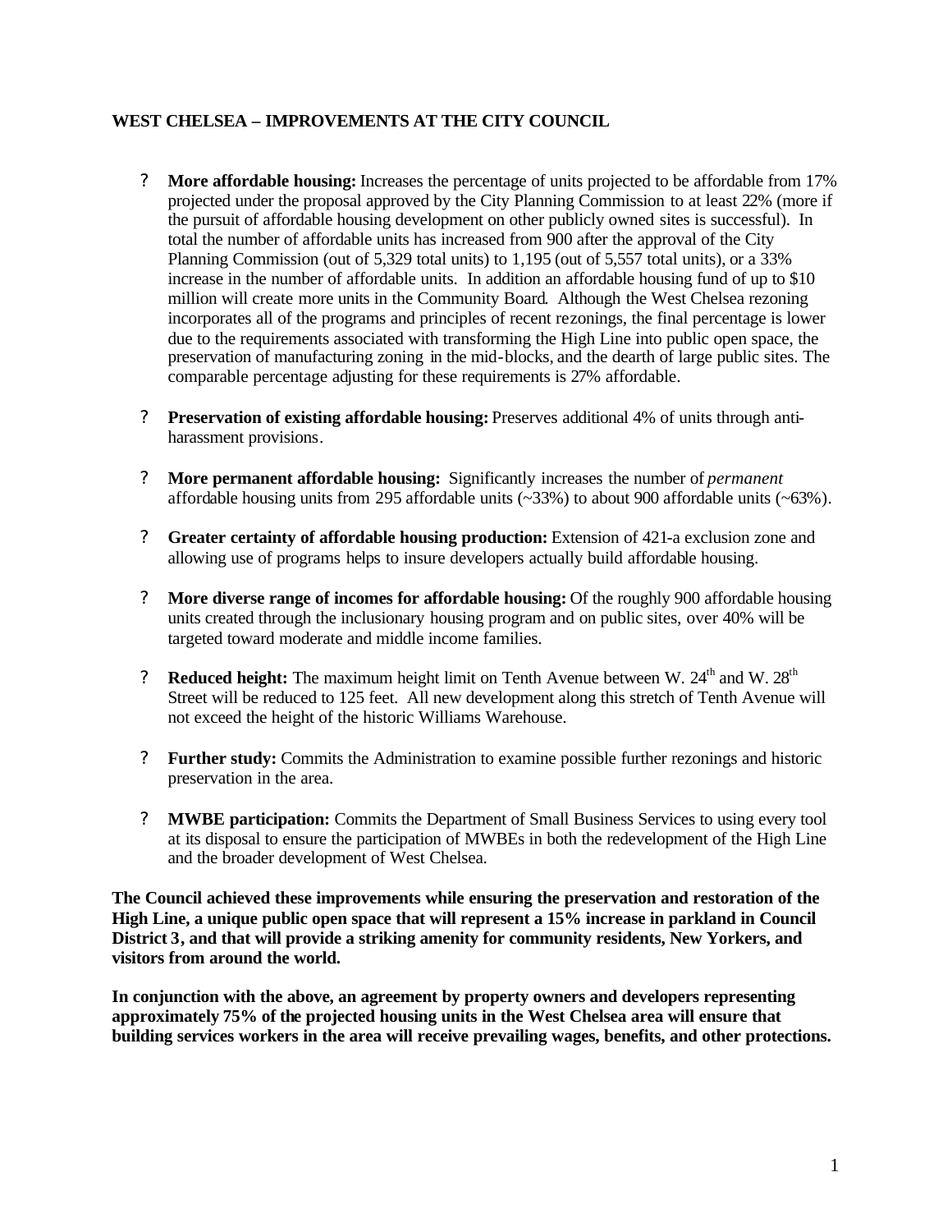## WEST CHELSEA – IMPROVEMENTS AT THE CITY COUNCIL

- **More affordable housing:** Increases the percentage of units projected to be affordable from 17% projected under the proposal approved by the City Planning Commission to at least 22% (more if the pursuit of affordable housing development on other publicly owned sites is successful). In total the number of affordable units has increased from 900 after the approval of the City Planning Commission (out of 5,329 total units) to 1,195 (out of 5,557 total units), or a 33% increase in the number of affordable units. In addition an affordable housing fund of up to $10 million will create more units in the Community Board. Although the West Chelsea rezoning incorporates all of the programs and principles of recent rezonings, the final percentage is lower due to the requirements associated with transforming the High Line into public open space, the preservation of manufacturing zoning in the mid-blocks, and the dearth of large public sites. The comparable percentage adjusting for these requirements is 27% affordable.

- **Preservation of existing affordable housing:** Preserves additional 4% of units through anti-harassment provisions.

- **More permanent affordable housing:** Significantly increases the number of *permanent* affordable housing units from 295 affordable units (~33%) to about 900 affordable units (~63%).

- **Greater certainty of affordable housing production:** Extension of 421-a exclusion zone and allowing use of programs helps to insure developers actually build affordable housing.

- **More diverse range of incomes for affordable housing:** Of the roughly 900 affordable housing units created through the inclusionary housing program and on public sites, over 40% will be targeted toward moderate and middle income families.

- **Reduced height:** The maximum height limit on Tenth Avenue between W. 24th and W. 28th Street will be reduced to 125 feet. All new development along this stretch of Tenth Avenue will not exceed the height of the historic Williams Warehouse.

- **Further study:** Commits the Administration to examine possible further rezonings and historic preservation in the area.

- **MWBE participation:** Commits the Department of Small Business Services to using every tool at its disposal to ensure the participation of MWBEs in both the redevelopment of the High Line and the broader development of West Chelsea.

**The Council achieved these improvements while ensuring the preservation and restoration of the High Line, a unique public open space that will represent a 15% increase in parkland in Council District 3, and that will provide a striking amenity for community residents, New Yorkers, and visitors from around the world.**

**In conjunction with the above, an agreement by property owners and developers representing approximately 75% of the projected housing units in the West Chelsea area will ensure that building services workers in the area will receive prevailing wages, benefits, and other protections.**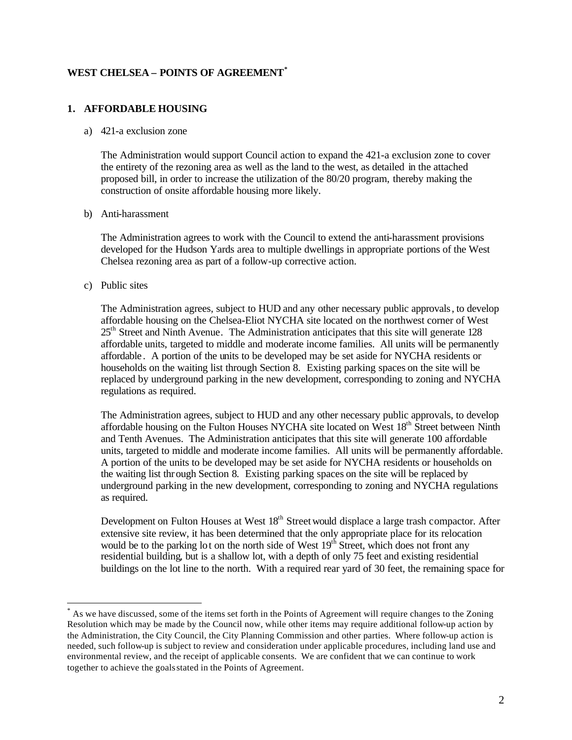## WEST CHELSEA – POINTS OF AGREEMENT*

### 1. AFFORDABLE HOUSING

a) 421-a exclusion zone

The Administration would support Council action to expand the 421-a exclusion zone to cover the entirety of the rezoning area as well as the land to the west, as detailed in the attached proposed bill, in order to increase the utilization of the 80/20 program, thereby making the construction of onsite affordable housing more likely.

b) Anti-harassment

The Administration agrees to work with the Council to extend the anti-harassment provisions developed for the Hudson Yards area to multiple dwellings in appropriate portions of the West Chelsea rezoning area as part of a follow-up corrective action.

c) Public sites

The Administration agrees, subject to HUD and any other necessary public approvals, to develop affordable housing on the Chelsea-Eliot NYCHA site located on the northwest corner of West 25th Street and Ninth Avenue. The Administration anticipates that this site will generate 128 affordable units, targeted to middle and moderate income families. All units will be permanently affordable. A portion of the units to be developed may be set aside for NYCHA residents or households on the waiting list through Section 8. Existing parking spaces on the site will be replaced by underground parking in the new development, corresponding to zoning and NYCHA regulations as required.

The Administration agrees, subject to HUD and any other necessary public approvals, to develop affordable housing on the Fulton Houses NYCHA site located on West 18th Street between Ninth and Tenth Avenues. The Administration anticipates that this site will generate 100 affordable units, targeted to middle and moderate income families. All units will be permanently affordable. A portion of the units to be developed may be set aside for NYCHA residents or households on the waiting list through Section 8. Existing parking spaces on the site will be replaced by underground parking in the new development, corresponding to zoning and NYCHA regulations as required.

Development on Fulton Houses at West 18th Street would displace a large trash compactor. After extensive site review, it has been determined that the only appropriate place for its relocation would be to the parking lot on the north side of West 19th Street, which does not front any residential building, but is a shallow lot, with a depth of only 75 feet and existing residential buildings on the lot line to the north. With a required rear yard of 30 feet, the remaining space for

---

* As we have discussed, some of the items set forth in the Points of Agreement will require changes to the Zoning Resolution which may be made by the Council now, while other items may require additional follow-up action by the Administration, the City Council, the City Planning Commission and other parties. Where follow-up action is needed, such follow-up is subject to review and consideration under applicable procedures, including land use and environmental review, and the receipt of applicable consents. We are confident that we can continue to work together to achieve the goals stated in the Points of Agreement.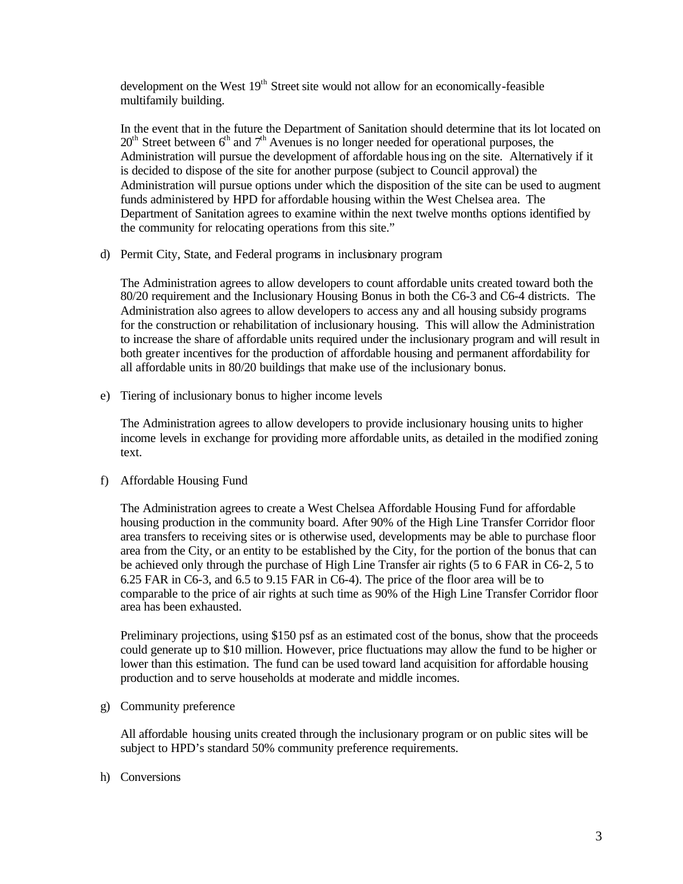development on the West 19th Street site would not allow for an economically-feasible multifamily building.

In the event that in the future the Department of Sanitation should determine that its lot located on 20th Street between 6th and 7th Avenues is no longer needed for operational purposes, the Administration will pursue the development of affordable housing on the site. Alternatively if it is decided to dispose of the site for another purpose (subject to Council approval) the Administration will pursue options under which the disposition of the site can be used to augment funds administered by HPD for affordable housing within the West Chelsea area. The Department of Sanitation agrees to examine within the next twelve months options identified by the community for relocating operations from this site."

d) Permit City, State, and Federal programs in inclusionary program

The Administration agrees to allow developers to count affordable units created toward both the 80/20 requirement and the Inclusionary Housing Bonus in both the C6-3 and C6-4 districts. The Administration also agrees to allow developers to access any and all housing subsidy programs for the construction or rehabilitation of inclusionary housing. This will allow the Administration to increase the share of affordable units required under the inclusionary program and will result in both greater incentives for the production of affordable housing and permanent affordability for all affordable units in 80/20 buildings that make use of the inclusionary bonus.

e) Tiering of inclusionary bonus to higher income levels

The Administration agrees to allow developers to provide inclusionary housing units to higher income levels in exchange for providing more affordable units, as detailed in the modified zoning text.

f) Affordable Housing Fund

The Administration agrees to create a West Chelsea Affordable Housing Fund for affordable housing production in the community board. After 90% of the High Line Transfer Corridor floor area transfers to receiving sites or is otherwise used, developments may be able to purchase floor area from the City, or an entity to be established by the City, for the portion of the bonus that can be achieved only through the purchase of High Line Transfer air rights (5 to 6 FAR in C6-2, 5 to 6.25 FAR in C6-3, and 6.5 to 9.15 FAR in C6-4). The price of the floor area will be to comparable to the price of air rights at such time as 90% of the High Line Transfer Corridor floor area has been exhausted.

Preliminary projections, using $150 psf as an estimated cost of the bonus, show that the proceeds could generate up to $10 million. However, price fluctuations may allow the fund to be higher or lower than this estimation. The fund can be used toward land acquisition for affordable housing production and to serve households at moderate and middle incomes.

g) Community preference

All affordable housing units created through the inclusionary program or on public sites will be subject to HPD's standard 50% community preference requirements.

h) Conversions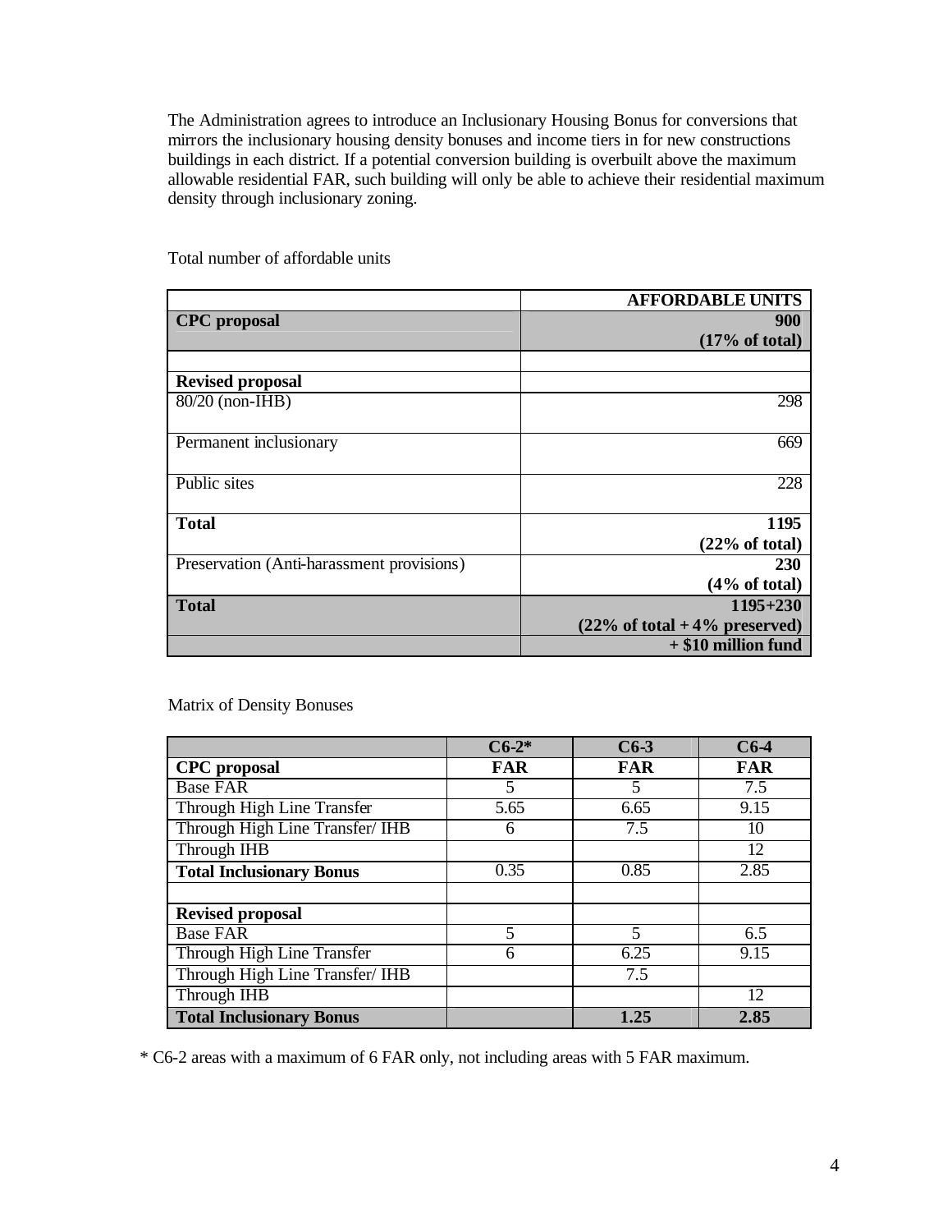The Administration agrees to introduce an Inclusionary Housing Bonus for conversions that mirrors the inclusionary housing density bonuses and income tiers in for new constructions buildings in each district. If a potential conversion building is overbuilt above the maximum allowable residential FAR, such building will only be able to achieve their residential maximum density through inclusionary zoning.

Total number of affordable units

| | **AFFORDABLE UNITS** |
|---|---|
| **CPC proposal** | **900 (17% of total)** |
| | |
| **Revised proposal** | |
| 80/20 (non-IHB) | 298 |
| Permanent inclusionary | 669 |
| Public sites | 228 |
| **Total** | **1195 (22% of total)** |
| Preservation (Anti-harassment provisions) | **230 (4% of total)** |
| **Total** | **1195+230 (22% of total + 4% preserved)** |
| | **+ $10 million fund** |

Matrix of Density Bonuses

| | **C6-2*** | **C6-3** | **C6-4** |
|---|---|---|---|
| **CPC proposal** | **FAR** | **FAR** | **FAR** |
| Base FAR | 5 | 5 | 7.5 |
| Through High Line Transfer | 5.65 | 6.65 | 9.15 |
| Through High Line Transfer/ IHB | 6 | 7.5 | 10 |
| Through IHB | | | 12 |
| **Total Inclusionary Bonus** | 0.35 | 0.85 | 2.85 |
| | | | |
| **Revised proposal** | | | |
| Base FAR | 5 | 5 | 6.5 |
| Through High Line Transfer | 6 | 6.25 | 9.15 |
| Through High Line Transfer/ IHB | | 7.5 | |
| Through IHB | | | 12 |
| **Total Inclusionary Bonus** | | **1.25** | **2.85** |

* C6-2 areas with a maximum of 6 FAR only, not including areas with 5 FAR maximum.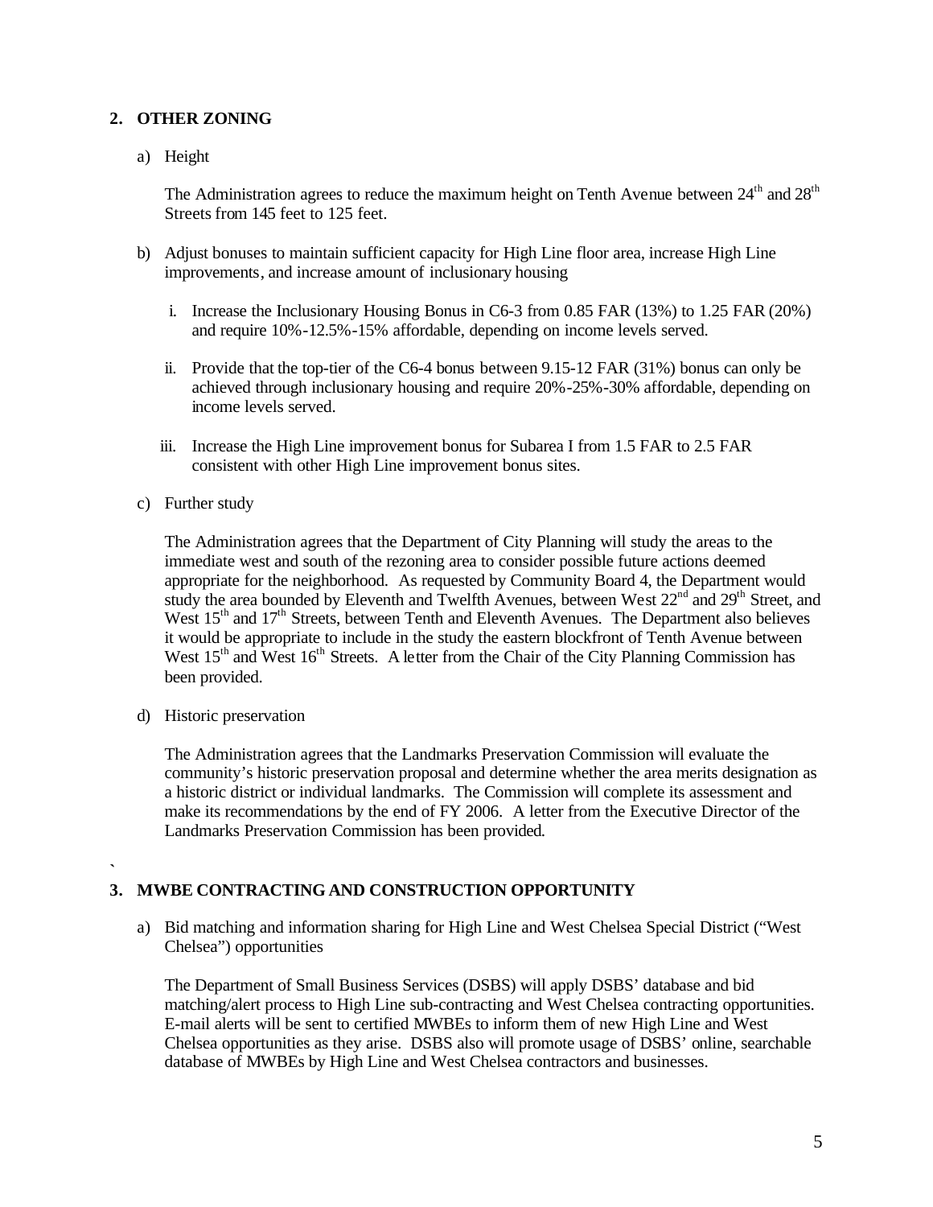## 2. OTHER ZONING

a) Height

The Administration agrees to reduce the maximum height on Tenth Avenue between 24th and 28th Streets from 145 feet to 125 feet.

b) Adjust bonuses to maintain sufficient capacity for High Line floor area, increase High Line improvements, and increase amount of inclusionary housing

i. Increase the Inclusionary Housing Bonus in C6-3 from 0.85 FAR (13%) to 1.25 FAR (20%) and require 10%-12.5%-15% affordable, depending on income levels served.

ii. Provide that the top-tier of the C6-4 bonus between 9.15-12 FAR (31%) bonus can only be achieved through inclusionary housing and require 20%-25%-30% affordable, depending on income levels served.

iii. Increase the High Line improvement bonus for Subarea I from 1.5 FAR to 2.5 FAR consistent with other High Line improvement bonus sites.

c) Further study

The Administration agrees that the Department of City Planning will study the areas to the immediate west and south of the rezoning area to consider possible future actions deemed appropriate for the neighborhood. As requested by Community Board 4, the Department would study the area bounded by Eleventh and Twelfth Avenues, between West 22nd and 29th Street, and West 15th and 17th Streets, between Tenth and Eleventh Avenues. The Department also believes it would be appropriate to include in the study the eastern blockfront of Tenth Avenue between West 15th and West 16th Streets. A letter from the Chair of the City Planning Commission has been provided.

d) Historic preservation

The Administration agrees that the Landmarks Preservation Commission will evaluate the community's historic preservation proposal and determine whether the area merits designation as a historic district or individual landmarks. The Commission will complete its assessment and make its recommendations by the end of FY 2006. A letter from the Executive Director of the Landmarks Preservation Commission has been provided.

## 3. MWBE CONTRACTING AND CONSTRUCTION OPPORTUNITY

a) Bid matching and information sharing for High Line and West Chelsea Special District ("West Chelsea") opportunities

The Department of Small Business Services (DSBS) will apply DSBS' database and bid matching/alert process to High Line sub-contracting and West Chelsea contracting opportunities. E-mail alerts will be sent to certified MWBEs to inform them of new High Line and West Chelsea opportunities as they arise. DSBS also will promote usage of DSBS' online, searchable database of MWBEs by High Line and West Chelsea contractors and businesses.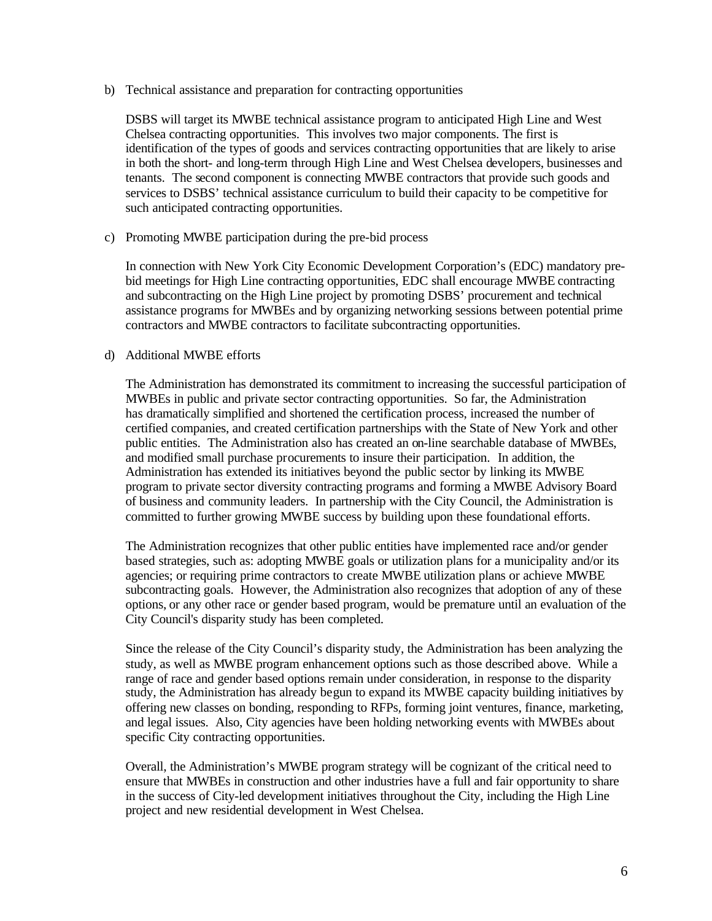b) Technical assistance and preparation for contracting opportunities

DSBS will target its MWBE technical assistance program to anticipated High Line and West Chelsea contracting opportunities. This involves two major components. The first is identification of the types of goods and services contracting opportunities that are likely to arise in both the short- and long-term through High Line and West Chelsea developers, businesses and tenants. The second component is connecting MWBE contractors that provide such goods and services to DSBS' technical assistance curriculum to build their capacity to be competitive for such anticipated contracting opportunities.

c) Promoting MWBE participation during the pre-bid process

In connection with New York City Economic Development Corporation's (EDC) mandatory pre-bid meetings for High Line contracting opportunities, EDC shall encourage MWBE contracting and subcontracting on the High Line project by promoting DSBS' procurement and technical assistance programs for MWBEs and by organizing networking sessions between potential prime contractors and MWBE contractors to facilitate subcontracting opportunities.

d) Additional MWBE efforts

The Administration has demonstrated its commitment to increasing the successful participation of MWBEs in public and private sector contracting opportunities. So far, the Administration has dramatically simplified and shortened the certification process, increased the number of certified companies, and created certification partnerships with the State of New York and other public entities. The Administration also has created an on-line searchable database of MWBEs, and modified small purchase procurements to insure their participation. In addition, the Administration has extended its initiatives beyond the public sector by linking its MWBE program to private sector diversity contracting programs and forming a MWBE Advisory Board of business and community leaders. In partnership with the City Council, the Administration is committed to further growing MWBE success by building upon these foundational efforts.

The Administration recognizes that other public entities have implemented race and/or gender based strategies, such as: adopting MWBE goals or utilization plans for a municipality and/or its agencies; or requiring prime contractors to create MWBE utilization plans or achieve MWBE subcontracting goals. However, the Administration also recognizes that adoption of any of these options, or any other race or gender based program, would be premature until an evaluation of the City Council's disparity study has been completed.

Since the release of the City Council's disparity study, the Administration has been analyzing the study, as well as MWBE program enhancement options such as those described above. While a range of race and gender based options remain under consideration, in response to the disparity study, the Administration has already begun to expand its MWBE capacity building initiatives by offering new classes on bonding, responding to RFPs, forming joint ventures, finance, marketing, and legal issues. Also, City agencies have been holding networking events with MWBEs about specific City contracting opportunities.

Overall, the Administration's MWBE program strategy will be cognizant of the critical need to ensure that MWBEs in construction and other industries have a full and fair opportunity to share in the success of City-led development initiatives throughout the City, including the High Line project and new residential development in West Chelsea.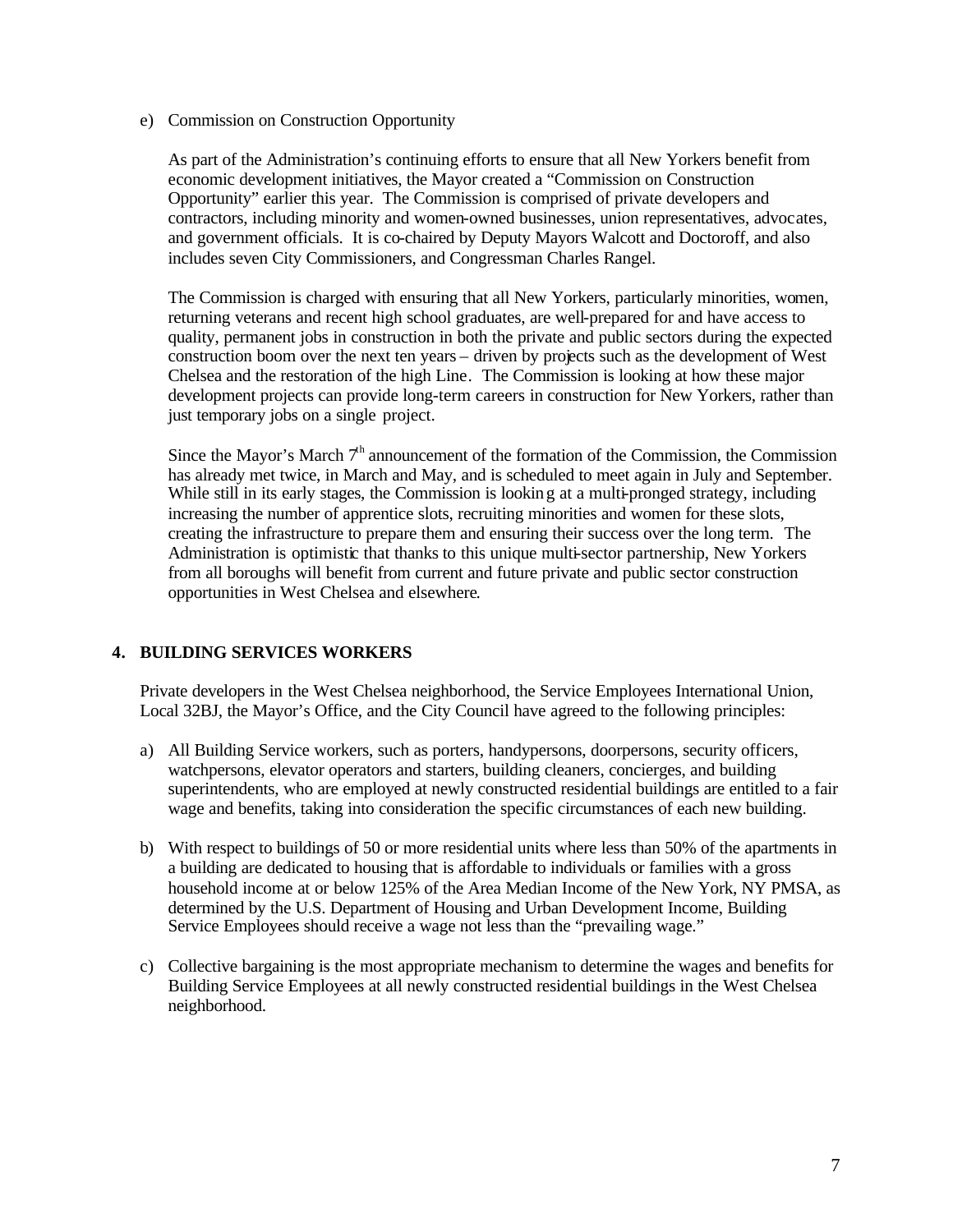e) Commission on Construction Opportunity

As part of the Administration's continuing efforts to ensure that all New Yorkers benefit from economic development initiatives, the Mayor created a "Commission on Construction Opportunity" earlier this year. The Commission is comprised of private developers and contractors, including minority and women-owned businesses, union representatives, advocates, and government officials. It is co-chaired by Deputy Mayors Walcott and Doctoroff, and also includes seven City Commissioners, and Congressman Charles Rangel.

The Commission is charged with ensuring that all New Yorkers, particularly minorities, women, returning veterans and recent high school graduates, are well-prepared for and have access to quality, permanent jobs in construction in both the private and public sectors during the expected construction boom over the next ten years – driven by projects such as the development of West Chelsea and the restoration of the high Line. The Commission is looking at how these major development projects can provide long-term careers in construction for New Yorkers, rather than just temporary jobs on a single project.

Since the Mayor's March 7th announcement of the formation of the Commission, the Commission has already met twice, in March and May, and is scheduled to meet again in July and September. While still in its early stages, the Commission is looking at a multi-pronged strategy, including increasing the number of apprentice slots, recruiting minorities and women for these slots, creating the infrastructure to prepare them and ensuring their success over the long term. The Administration is optimistic that thanks to this unique multi-sector partnership, New Yorkers from all boroughs will benefit from current and future private and public sector construction opportunities in West Chelsea and elsewhere.

## 4. BUILDING SERVICES WORKERS

Private developers in the West Chelsea neighborhood, the Service Employees International Union, Local 32BJ, the Mayor's Office, and the City Council have agreed to the following principles:

a) All Building Service workers, such as porters, handypersons, doorpersons, security officers, watchpersons, elevator operators and starters, building cleaners, concierges, and building superintendents, who are employed at newly constructed residential buildings are entitled to a fair wage and benefits, taking into consideration the specific circumstances of each new building.

b) With respect to buildings of 50 or more residential units where less than 50% of the apartments in a building are dedicated to housing that is affordable to individuals or families with a gross household income at or below 125% of the Area Median Income of the New York, NY PMSA, as determined by the U.S. Department of Housing and Urban Development Income, Building Service Employees should receive a wage not less than the "prevailing wage."

c) Collective bargaining is the most appropriate mechanism to determine the wages and benefits for Building Service Employees at all newly constructed residential buildings in the West Chelsea neighborhood.